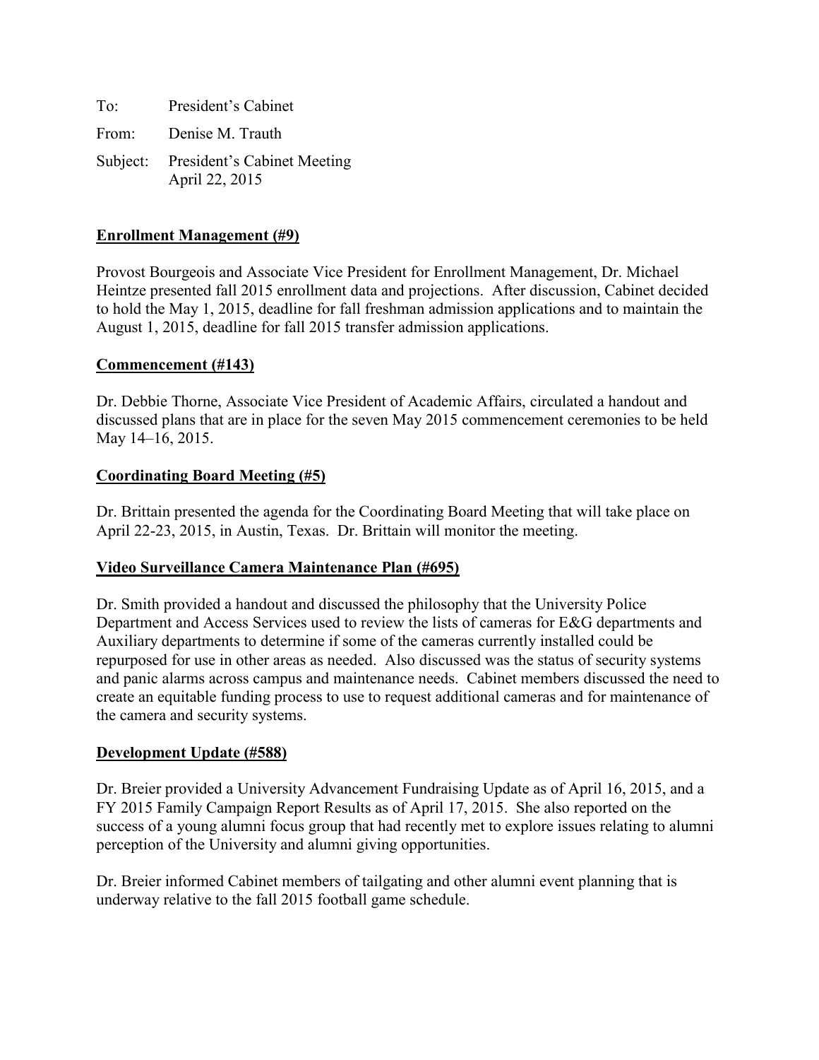To: President's Cabinet

From: Denise M. Trauth

Subject: President's Cabinet Meeting
April 22, 2015

**Enrollment Management (#9)**

Provost Bourgeois and Associate Vice President for Enrollment Management, Dr. Michael Heintze presented fall 2015 enrollment data and projections. After discussion, Cabinet decided to hold the May 1, 2015, deadline for fall freshman admission applications and to maintain the August 1, 2015, deadline for fall 2015 transfer admission applications.

**Commencement (#143)**

Dr. Debbie Thorne, Associate Vice President of Academic Affairs, circulated a handout and discussed plans that are in place for the seven May 2015 commencement ceremonies to be held May 14–16, 2015.

**Coordinating Board Meeting (#5)**

Dr. Brittain presented the agenda for the Coordinating Board Meeting that will take place on April 22-23, 2015, in Austin, Texas. Dr. Brittain will monitor the meeting.

**Video Surveillance Camera Maintenance Plan (#695)**

Dr. Smith provided a handout and discussed the philosophy that the University Police Department and Access Services used to review the lists of cameras for E&G departments and Auxiliary departments to determine if some of the cameras currently installed could be repurposed for use in other areas as needed. Also discussed was the status of security systems and panic alarms across campus and maintenance needs. Cabinet members discussed the need to create an equitable funding process to use to request additional cameras and for maintenance of the camera and security systems.

**Development Update (#588)**

Dr. Breier provided a University Advancement Fundraising Update as of April 16, 2015, and a FY 2015 Family Campaign Report Results as of April 17, 2015. She also reported on the success of a young alumni focus group that had recently met to explore issues relating to alumni perception of the University and alumni giving opportunities.

Dr. Breier informed Cabinet members of tailgating and other alumni event planning that is underway relative to the fall 2015 football game schedule.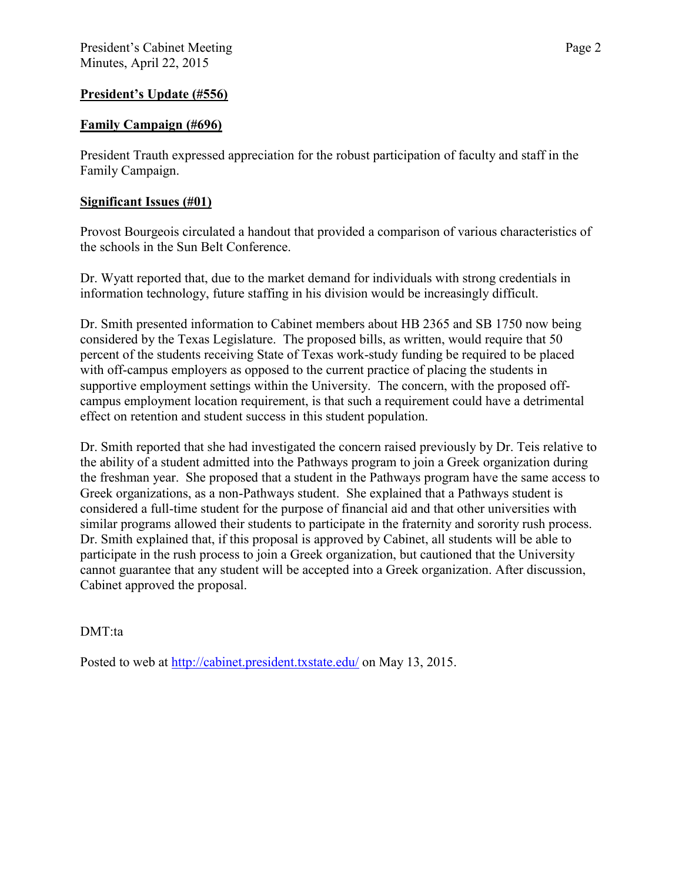**President's Update (#556)**

**Family Campaign (#696)**

President Trauth expressed appreciation for the robust participation of faculty and staff in the Family Campaign.

**Significant Issues (#01)**

Provost Bourgeois circulated a handout that provided a comparison of various characteristics of the schools in the Sun Belt Conference.

Dr. Wyatt reported that, due to the market demand for individuals with strong credentials in information technology, future staffing in his division would be increasingly difficult.

Dr. Smith presented information to Cabinet members about HB 2365 and SB 1750 now being considered by the Texas Legislature. The proposed bills, as written, would require that 50 percent of the students receiving State of Texas work-study funding be required to be placed with off-campus employers as opposed to the current practice of placing the students in supportive employment settings within the University. The concern, with the proposed off-campus employment location requirement, is that such a requirement could have a detrimental effect on retention and student success in this student population.

Dr. Smith reported that she had investigated the concern raised previously by Dr. Teis relative to the ability of a student admitted into the Pathways program to join a Greek organization during the freshman year. She proposed that a student in the Pathways program have the same access to Greek organizations, as a non-Pathways student. She explained that a Pathways student is considered a full-time student for the purpose of financial aid and that other universities with similar programs allowed their students to participate in the fraternity and sorority rush process. Dr. Smith explained that, if this proposal is approved by Cabinet, all students will be able to participate in the rush process to join a Greek organization, but cautioned that the University cannot guarantee that any student will be accepted into a Greek organization. After discussion, Cabinet approved the proposal.

DMT:ta

Posted to web at http://cabinet.president.txstate.edu/ on May 13, 2015.